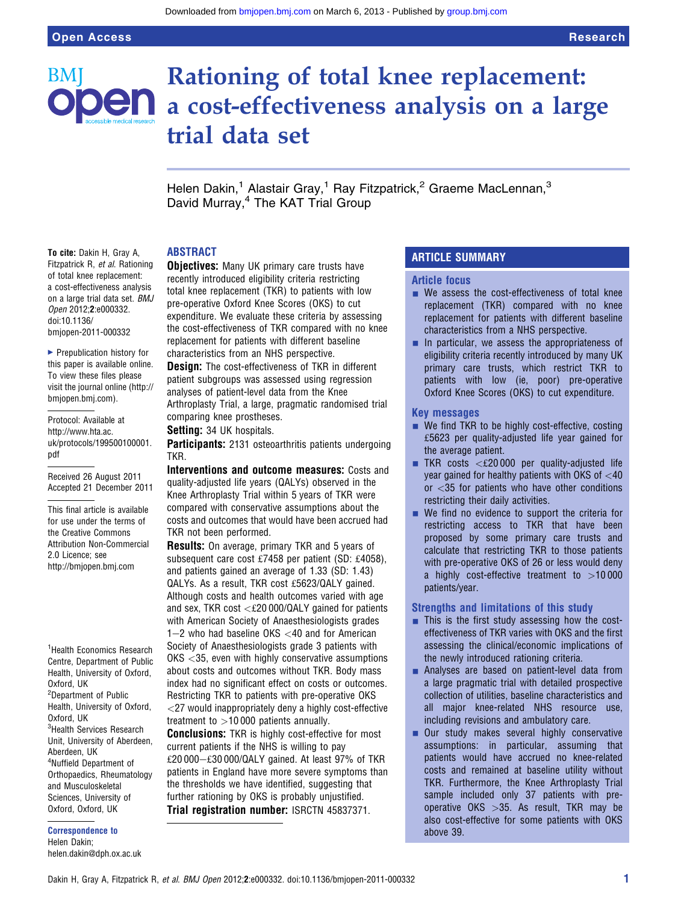# Rationing of total knee replacement: a cost-effectiveness analysis on a large trial data set

Helen Dakin,[1] Alastair Gray,[1] Ray Fitzpatrick,[2] Graeme MacLennan,[3] David Murray,[4] The KAT Trial Group

**To cite:** Dakin H, Gray A, Fitzpatrick R, *et al*. Rationing of total knee replacement: a cost-effectiveness analysis on a large trial data set. *BMJ Open* 2012;**2**:e000332. doi:10.1136/bmjopen-2011-000332

▸ Prepublication history for this paper is available online. To view these files please visit the journal online (http://bmjopen.bmj.com).

Protocol: Available at http://www.hta.ac.uk/protocols/199500100001.pdf

Received 26 August 2011
Accepted 21 December 2011

This final article is available for use under the terms of the Creative Commons Attribution Non-Commercial 2.0 Licence; see http://bmjopen.bmj.com

[1]Health Economics Research Centre, Department of Public Health, University of Oxford, Oxford, UK
[2]Department of Public Health, University of Oxford, Oxford, UK
[3]Health Services Research Unit, University of Aberdeen, Aberdeen, UK
[4]Nuffield Department of Orthopaedics, Rheumatology and Musculoskeletal Sciences, University of Oxford, Oxford, UK

**Correspondence to**
Helen Dakin;
helen.dakin@dph.ox.ac.uk

## ABSTRACT

**Objectives:** Many UK primary care trusts have recently introduced eligibility criteria restricting total knee replacement (TKR) to patients with low pre-operative Oxford Knee Scores (OKS) to cut expenditure. We evaluate these criteria by assessing the cost-effectiveness of TKR compared with no knee replacement for patients with different baseline characteristics from an NHS perspective.

**Design:** The cost-effectiveness of TKR in different patient subgroups was assessed using regression analyses of patient-level data from the Knee Arthroplasty Trial, a large, pragmatic randomised trial comparing knee prostheses.

**Setting:** 34 UK hospitals.

**Participants:** 2131 osteoarthritis patients undergoing TKR.

**Interventions and outcome measures:** Costs and quality-adjusted life years (QALYs) observed in the Knee Arthroplasty Trial within 5 years of TKR were compared with conservative assumptions about the costs and outcomes that would have been accrued had TKR not been performed.

**Results:** On average, primary TKR and 5 years of subsequent care cost £7458 per patient (SD: £4058), and patients gained an average of 1.33 (SD: 1.43) QALYs. As a result, TKR cost £5623/QALY gained. Although costs and health outcomes varied with age and sex, TKR cost <£20 000/QALY gained for patients with American Society of Anaesthesiologists grades 1–2 who had baseline OKS <40 and for American Society of Anaesthesiologists grade 3 patients with OKS <35, even with highly conservative assumptions about costs and outcomes without TKR. Body mass index had no significant effect on costs or outcomes. Restricting TKR to patients with pre-operative OKS <27 would inappropriately deny a highly cost-effective treatment to >10 000 patients annually.

**Conclusions:** TKR is highly cost-effective for most current patients if the NHS is willing to pay £20 000–£30 000/QALY gained. At least 97% of TKR patients in England have more severe symptoms than the thresholds we have identified, suggesting that further rationing by OKS is probably unjustified.

**Trial registration number:** ISRCTN 45837371.

## ARTICLE SUMMARY

### Article focus

- We assess the cost-effectiveness of total knee replacement (TKR) compared with no knee replacement for patients with different baseline characteristics from a NHS perspective.
- In particular, we assess the appropriateness of eligibility criteria recently introduced by many UK primary care trusts, which restrict TKR to patients with low (ie, poor) pre-operative Oxford Knee Scores (OKS) to cut expenditure.

### Key messages

- We find TKR to be highly cost-effective, costing £5623 per quality-adjusted life year gained for the average patient.
- TKR costs <£20 000 per quality-adjusted life year gained for healthy patients with OKS of <40 or <35 for patients who have other conditions restricting their daily activities.
- We find no evidence to support the criteria for restricting access to TKR that have been proposed by some primary care trusts and calculate that restricting TKR to those patients with pre-operative OKS of 26 or less would deny a highly cost-effective treatment to >10 000 patients/year.

### Strengths and limitations of this study

- This is the first study assessing how the cost-effectiveness of TKR varies with OKS and the first assessing the clinical/economic implications of the newly introduced rationing criteria.
- Analyses are based on patient-level data from a large pragmatic trial with detailed prospective collection of utilities, baseline characteristics and all major knee-related NHS resource use, including revisions and ambulatory care.
- Our study makes several highly conservative assumptions: in particular, assuming that patients would have accrued no knee-related costs and remained at baseline utility without TKR. Furthermore, the Knee Arthroplasty Trial sample included only 37 patients with pre-operative OKS >35. As result, TKR may be also cost-effective for some patients with OKS above 39.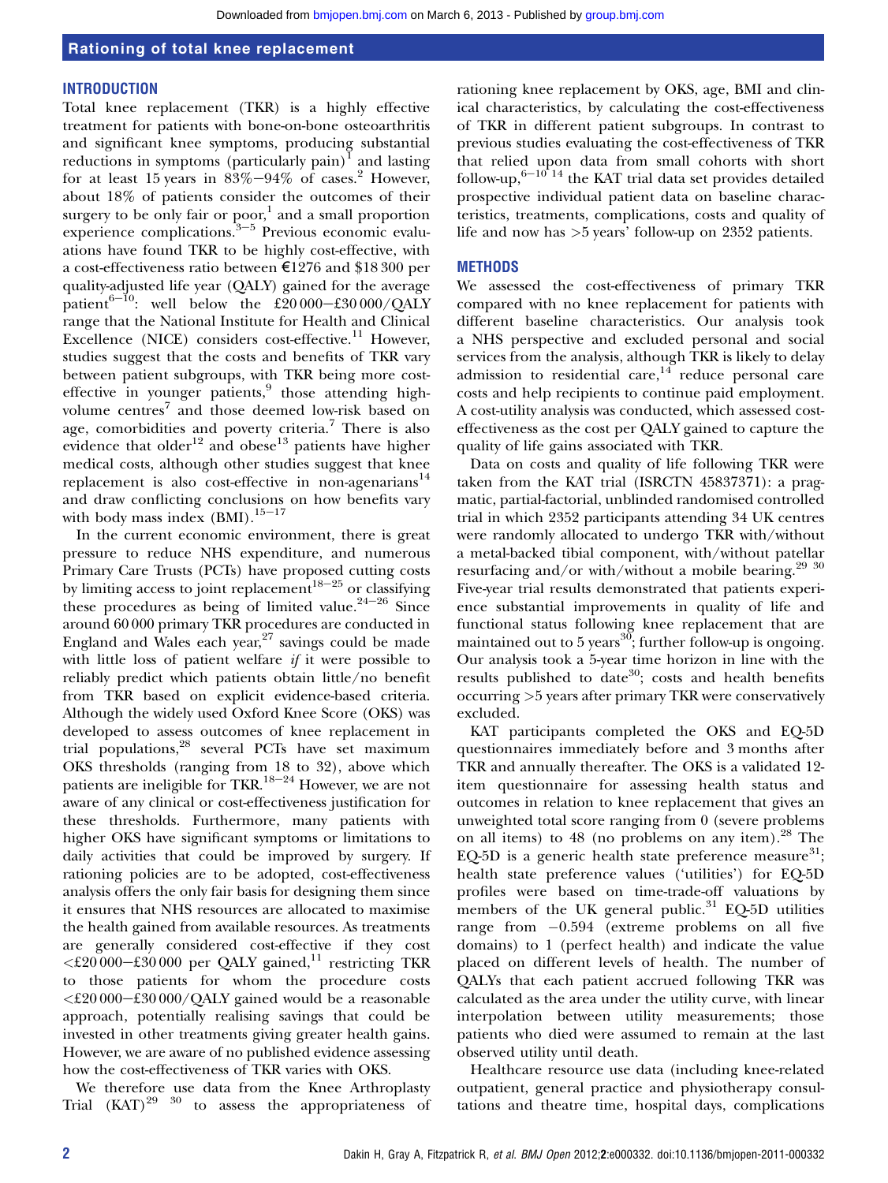## INTRODUCTION

Total knee replacement (TKR) is a highly effective treatment for patients with bone-on-bone osteoarthritis and significant knee symptoms, producing substantial reductions in symptoms (particularly pain)[1] and lasting for at least 15 years in 83%–94% of cases.[2] However, about 18% of patients consider the outcomes of their surgery to be only fair or poor,[1] and a small proportion experience complications.[3–5] Previous economic evaluations have found TKR to be highly cost-effective, with a cost-effectiveness ratio between €1276 and $18 300 per quality-adjusted life year (QALY) gained for the average patient[6–10]: well below the £20 000–£30 000/QALY range that the National Institute for Health and Clinical Excellence (NICE) considers cost-effective.[11] However, studies suggest that the costs and benefits of TKR vary between patient subgroups, with TKR being more cost-effective in younger patients,[9] those attending high-volume centres[7] and those deemed low-risk based on age, comorbidities and poverty criteria.[7] There is also evidence that older[12] and obese[13] patients have higher medical costs, although other studies suggest that knee replacement is also cost-effective in non-agenarians[14] and draw conflicting conclusions on how benefits vary with body mass index (BMI).[15–17]

In the current economic environment, there is great pressure to reduce NHS expenditure, and numerous Primary Care Trusts (PCTs) have proposed cutting costs by limiting access to joint replacement[18–25] or classifying these procedures as being of limited value.[24–26] Since around 60 000 primary TKR procedures are conducted in England and Wales each year,[27] savings could be made with little loss of patient welfare *if* it were possible to reliably predict which patients obtain little/no benefit from TKR based on explicit evidence-based criteria. Although the widely used Oxford Knee Score (OKS) was developed to assess outcomes of knee replacement in trial populations,[28] several PCTs have set maximum OKS thresholds (ranging from 18 to 32), above which patients are ineligible for TKR.[18–24] However, we are not aware of any clinical or cost-effectiveness justification for these thresholds. Furthermore, many patients with higher OKS have significant symptoms or limitations to daily activities that could be improved by surgery. If rationing policies are to be adopted, cost-effectiveness analysis offers the only fair basis for designing them since it ensures that NHS resources are allocated to maximise the health gained from available resources. As treatments are generally considered cost-effective if they cost <£20 000–£30 000 per QALY gained,[11] restricting TKR to those patients for whom the procedure costs <£20 000–£30 000/QALY gained would be a reasonable approach, potentially realising savings that could be invested in other treatments giving greater health gains. However, we are aware of no published evidence assessing how the cost-effectiveness of TKR varies with OKS.

We therefore use data from the Knee Arthroplasty Trial (KAT)[29 30] to assess the appropriateness of rationing knee replacement by OKS, age, BMI and clinical characteristics, by calculating the cost-effectiveness of TKR in different patient subgroups. In contrast to previous studies evaluating the cost-effectiveness of TKR that relied upon data from small cohorts with short follow-up,[6–10 14] the KAT trial data set provides detailed prospective individual patient data on baseline characteristics, treatments, complications, costs and quality of life and now has >5 years' follow-up on 2352 patients.

## METHODS

We assessed the cost-effectiveness of primary TKR compared with no knee replacement for patients with different baseline characteristics. Our analysis took a NHS perspective and excluded personal and social services from the analysis, although TKR is likely to delay admission to residential care,[14] reduce personal care costs and help recipients to continue paid employment. A cost-utility analysis was conducted, which assessed cost-effectiveness as the cost per QALY gained to capture the quality of life gains associated with TKR.

Data on costs and quality of life following TKR were taken from the KAT trial (ISRCTN 45837371): a pragmatic, partial-factorial, unblinded randomised controlled trial in which 2352 participants attending 34 UK centres were randomly allocated to undergo TKR with/without a metal-backed tibial component, with/without patellar resurfacing and/or with/without a mobile bearing.[29 30] Five-year trial results demonstrated that patients experience substantial improvements in quality of life and functional status following knee replacement that are maintained out to 5 years[30]; further follow-up is ongoing. Our analysis took a 5-year time horizon in line with the results published to date[30]; costs and health benefits occurring >5 years after primary TKR were conservatively excluded.

KAT participants completed the OKS and EQ-5D questionnaires immediately before and 3 months after TKR and annually thereafter. The OKS is a validated 12-item questionnaire for assessing health status and outcomes in relation to knee replacement that gives an unweighted total score ranging from 0 (severe problems on all items) to 48 (no problems on any item).[28] The EQ-5D is a generic health state preference measure[31]; health state preference values ('utilities') for EQ-5D profiles were based on time-trade-off valuations by members of the UK general public.[31] EQ-5D utilities range from −0.594 (extreme problems on all five domains) to 1 (perfect health) and indicate the value placed on different levels of health. The number of QALYs that each patient accrued following TKR was calculated as the area under the utility curve, with linear interpolation between utility measurements; those patients who died were assumed to remain at the last observed utility until death.

Healthcare resource use data (including knee-related outpatient, general practice and physiotherapy consultations and theatre time, hospital days, complications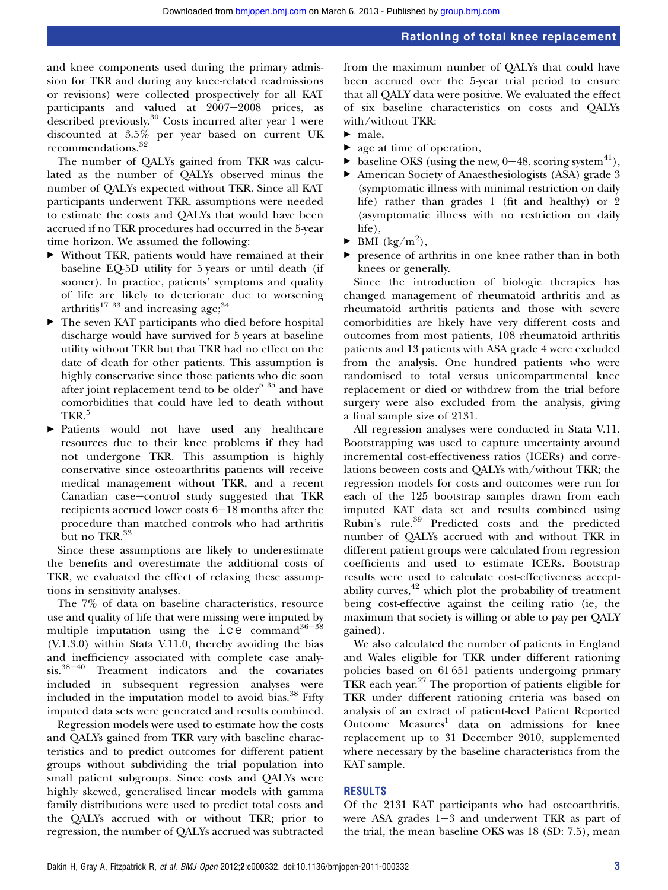and knee components used during the primary admission for TKR and during any knee-related readmissions or revisions) were collected prospectively for all KAT participants and valued at 2007–2008 prices, as described previously.[30] Costs incurred after year 1 were discounted at 3.5% per year based on current UK recommendations.[32]

The number of QALYs gained from TKR was calculated as the number of QALYs observed minus the number of QALYs expected without TKR. Since all KAT participants underwent TKR, assumptions were needed to estimate the costs and QALYs that would have been accrued if no TKR procedures had occurred in the 5-year time horizon. We assumed the following:

- Without TKR, patients would have remained at their baseline EQ-5D utility for 5 years or until death (if sooner). In practice, patients' symptoms and quality of life are likely to deteriorate due to worsening arthritis[17,33] and increasing age;[34]
- The seven KAT participants who died before hospital discharge would have survived for 5 years at baseline utility without TKR but that TKR had no effect on the date of death for other patients. This assumption is highly conservative since those patients who die soon after joint replacement tend to be older[5,35] and have comorbidities that could have led to death without TKR.[5]
- Patients would not have used any healthcare resources due to their knee problems if they had not undergone TKR. This assumption is highly conservative since osteoarthritis patients will receive medical management without TKR, and a recent Canadian case–control study suggested that TKR recipients accrued lower costs 6–18 months after the procedure than matched controls who had arthritis but no TKR.[33]

Since these assumptions are likely to underestimate the benefits and overestimate the additional costs of TKR, we evaluated the effect of relaxing these assumptions in sensitivity analyses.

The 7% of data on baseline characteristics, resource use and quality of life that were missing were imputed by multiple imputation using the `ice` command[36–38] (V.1.3.0) within Stata V.11.0, thereby avoiding the bias and inefficiency associated with complete case analysis.[38–40] Treatment indicators and the covariates included in subsequent regression analyses were included in the imputation model to avoid bias.[38] Fifty imputed data sets were generated and results combined.

Regression models were used to estimate how the costs and QALYs gained from TKR vary with baseline characteristics and to predict outcomes for different patient groups without subdividing the trial population into small patient subgroups. Since costs and QALYs were highly skewed, generalised linear models with gamma family distributions were used to predict total costs and the QALYs accrued with or without TKR; prior to regression, the number of QALYs accrued was subtracted from the maximum number of QALYs that could have been accrued over the 5-year trial period to ensure that all QALY data were positive. We evaluated the effect of six baseline characteristics on costs and QALYs with/without TKR:

- male,
- age at time of operation,
- baseline OKS (using the new, 0–48, scoring system[41]),
- American Society of Anaesthesiologists (ASA) grade 3 (symptomatic illness with minimal restriction on daily life) rather than grades 1 (fit and healthy) or 2 (asymptomatic illness with no restriction on daily life),
- BMI (kg/m$^2$),
- presence of arthritis in one knee rather than in both knees or generally.

Since the introduction of biologic therapies has changed management of rheumatoid arthritis and as rheumatoid arthritis patients and those with severe comorbidities are likely have very different costs and outcomes from most patients, 108 rheumatoid arthritis patients and 13 patients with ASA grade 4 were excluded from the analysis. One hundred patients who were randomised to total versus unicompartmental knee replacement or died or withdrew from the trial before surgery were also excluded from the analysis, giving a final sample size of 2131.

All regression analyses were conducted in Stata V.11. Bootstrapping was used to capture uncertainty around incremental cost-effectiveness ratios (ICERs) and correlations between costs and QALYs with/without TKR; the regression models for costs and outcomes were run for each of the 125 bootstrap samples drawn from each imputed KAT data set and results combined using Rubin's rule.[39] Predicted costs and the predicted number of QALYs accrued with and without TKR in different patient groups were calculated from regression coefficients and used to estimate ICERs. Bootstrap results were used to calculate cost-effectiveness acceptability curves,[42] which plot the probability of treatment being cost-effective against the ceiling ratio (ie, the maximum that society is willing or able to pay per QALY gained).

We also calculated the number of patients in England and Wales eligible for TKR under different rationing policies based on 61 651 patients undergoing primary TKR each year.[27] The proportion of patients eligible for TKR under different rationing criteria was based on analysis of an extract of patient-level Patient Reported Outcome Measures[1] data on admissions for knee replacement up to 31 December 2010, supplemented where necessary by the baseline characteristics from the KAT sample.

## RESULTS

Of the 2131 KAT participants who had osteoarthritis, were ASA grades 1–3 and underwent TKR as part of the trial, the mean baseline OKS was 18 (SD: 7.5), mean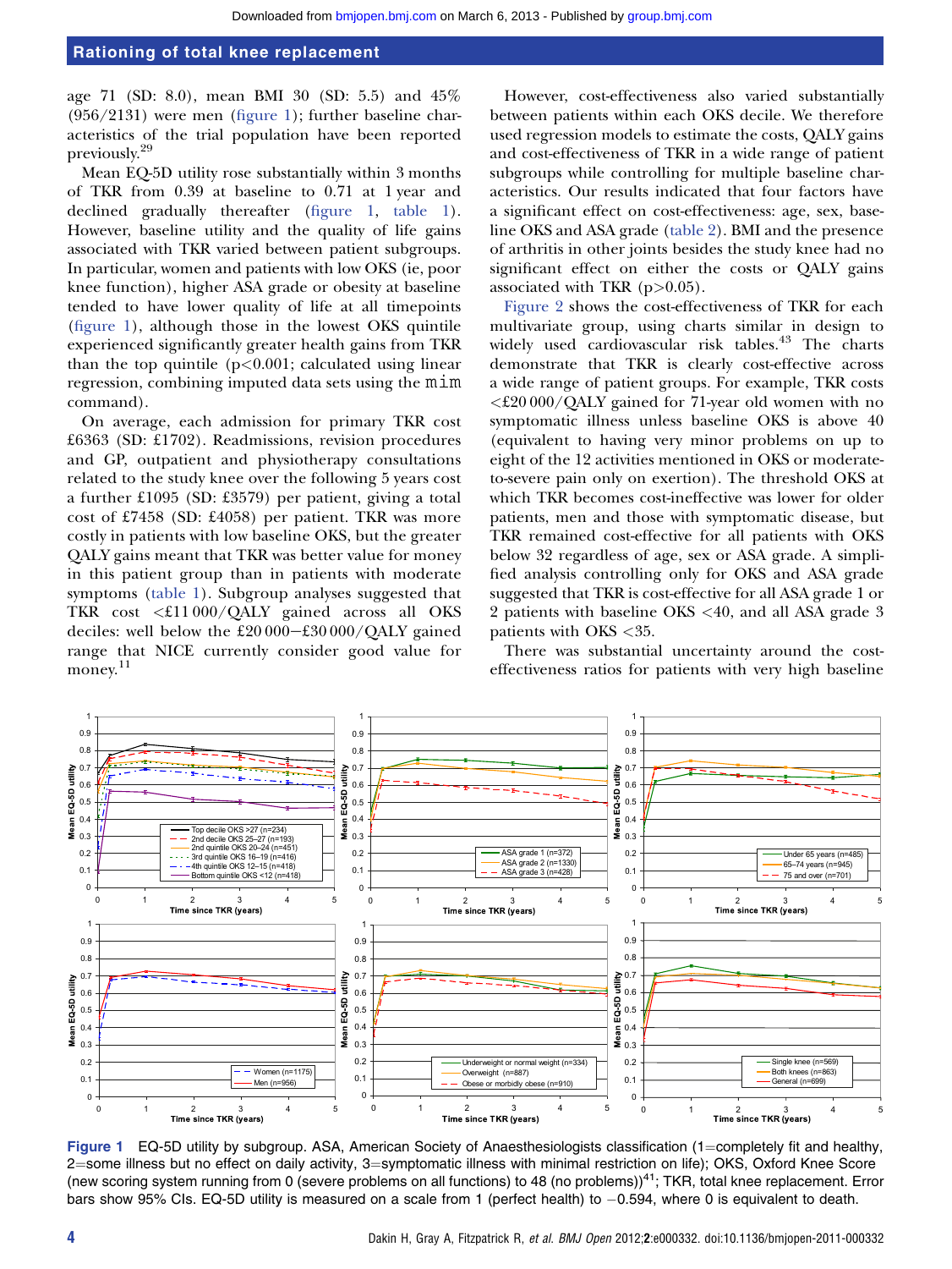age 71 (SD: 8.0), mean BMI 30 (SD: 5.5) and 45% (956/2131) were men (figure 1); further baseline characteristics of the trial population have been reported previously.[29]

Mean EQ-5D utility rose substantially within 3 months of TKR from 0.39 at baseline to 0.71 at 1 year and declined gradually thereafter (figure 1, table 1). However, baseline utility and the quality of life gains associated with TKR varied between patient subgroups. In particular, women and patients with low OKS (ie, poor knee function), higher ASA grade or obesity at baseline tended to have lower quality of life at all timepoints (figure 1), although those in the lowest OKS quintile experienced significantly greater health gains from TKR than the top quintile ($p<0.001$; calculated using linear regression, combining imputed data sets using the `mim` command).

On average, each admission for primary TKR cost £6363 (SD: £1702). Readmissions, revision procedures and GP, outpatient and physiotherapy consultations related to the study knee over the following 5 years cost a further £1095 (SD: £3579) per patient, giving a total cost of £7458 (SD: £4058) per patient. TKR was more costly in patients with low baseline OKS, but the greater QALY gains meant that TKR was better value for money in this patient group than in patients with moderate symptoms (table 1). Subgroup analyses suggested that TKR cost <£11 000/QALY gained across all OKS deciles: well below the £20 000−£30 000/QALY gained range that NICE currently consider good value for money.[11]

However, cost-effectiveness also varied substantially between patients within each OKS decile. We therefore used regression models to estimate the costs, QALY gains and cost-effectiveness of TKR in a wide range of patient subgroups while controlling for multiple baseline characteristics. Our results indicated that four factors have a significant effect on cost-effectiveness: age, sex, baseline OKS and ASA grade (table 2). BMI and the presence of arthritis in other joints besides the study knee had no significant effect on either the costs or QALY gains associated with TKR ($p>0.05$).

Figure 2 shows the cost-effectiveness of TKR for each multivariate group, using charts similar in design to widely used cardiovascular risk tables.[43] The charts demonstrate that TKR is clearly cost-effective across a wide range of patient groups. For example, TKR costs <£20 000/QALY gained for 71-year old women with no symptomatic illness unless baseline OKS is above 40 (equivalent to having very minor problems on up to eight of the 12 activities mentioned in OKS or moderate-to-severe pain only on exertion). The threshold OKS at which TKR becomes cost-ineffective was lower for older patients, men and those with symptomatic disease, but TKR remained cost-effective for all patients with OKS below 32 regardless of age, sex or ASA grade. A simplified analysis controlling only for OKS and ASA grade suggested that TKR is cost-effective for all ASA grade 1 or 2 patients with baseline OKS <40, and all ASA grade 3 patients with OKS <35.

There was substantial uncertainty around the cost-effectiveness ratios for patients with very high baseline

**Figure 1** EQ-5D utility by subgroup. ASA, American Society of Anaesthesiologists classification (1=completely fit and healthy, 2=some illness but no effect on daily activity, 3=symptomatic illness with minimal restriction on life); OKS, Oxford Knee Score (new scoring system running from 0 (severe problems on all functions) to 48 (no problems))[41]; TKR, total knee replacement. Error bars show 95% CIs. EQ-5D utility is measured on a scale from 1 (perfect health) to −0.594, where 0 is equivalent to death.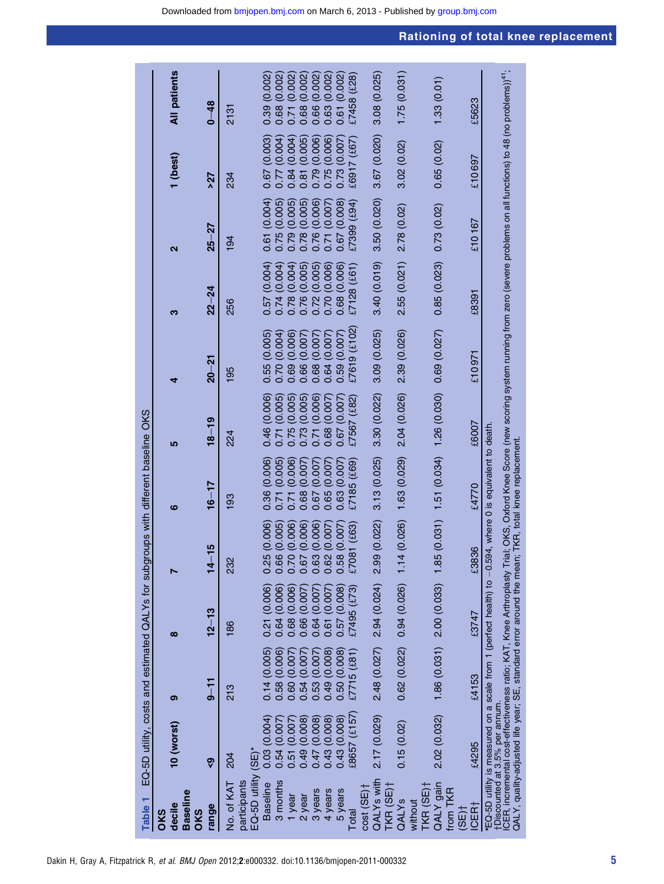**Table 1** EQ-5D utility, costs and estimated QALYs for subgroups with different baseline OKS

| OKS decile | 10 (worst) | 9 | 8 | 7 | 6 | 5 | 4 | 3 | 2 | 1 (best) | All patients |
|---|---|---|---|---|---|---|---|---|---|---|---|
| Baseline OKS range | <9 | 9–11 | 12–13 | 14–15 | 16–17 | 18–19 | 20–21 | 22–24 | 25–27 | >27 | 0–48 |
| No. of KAT participants | 204 | 213 | 186 | 232 | 193 | 224 | 195 | 256 | 194 | 234 | 2131 |
| EQ-5D utility (SE)* | | | | | | | | | | | |
| Baseline | 0.03 (0.004) | 0.14 (0.005) | 0.21 (0.006) | 0.25 (0.006) | 0.36 (0.006) | 0.46 (0.006) | 0.55 (0.005) | 0.57 (0.004) | 0.61 (0.004) | 0.67 (0.003) | 0.39 (0.002) |
| 3 months | 0.54 (0.007) | 0.58 (0.006) | 0.64 (0.006) | 0.66 (0.005) | 0.71 (0.005) | 0.71 (0.005) | 0.70 (0.004) | 0.74 (0.004) | 0.75 (0.005) | 0.77 (0.004) | 0.68 (0.002) |
| 1 year | 0.51 (0.007) | 0.60 (0.007) | 0.68 (0.006) | 0.70 (0.006) | 0.71 (0.006) | 0.75 (0.005) | 0.69 (0.006) | 0.78 (0.004) | 0.79 (0.005) | 0.84 (0.004) | 0.71 (0.002) |
| 2 year | 0.49 (0.008) | 0.54 (0.007) | 0.66 (0.007) | 0.67 (0.006) | 0.68 (0.007) | 0.73 (0.005) | 0.66 (0.007) | 0.76 (0.005) | 0.78 (0.005) | 0.81 (0.005) | 0.68 (0.002) |
| 3 years | 0.47 (0.008) | 0.53 (0.007) | 0.64 (0.007) | 0.63 (0.006) | 0.67 (0.007) | 0.71 (0.006) | 0.68 (0.007) | 0.72 (0.005) | 0.76 (0.006) | 0.79 (0.006) | 0.66 (0.002) |
| 4 years | 0.43 (0.008) | 0.49 (0.008) | 0.61 (0.007) | 0.62 (0.007) | 0.65 (0.007) | 0.68 (0.007) | 0.64 (0.007) | 0.70 (0.006) | 0.71 (0.007) | 0.75 (0.006) | 0.63 (0.002) |
| 5 years | 0.43 (0.008) | 0.50 (0.008) | 0.57 (0.008) | 0.58 (0.007) | 0.63 (0.007) | 0.67 (0.007) | 0.59 (0.007) | 0.68 (0.006) | 0.67 (0.008) | 0.73 (0.007) | 0.61 (0.002) |
| Total cost (SE)† | £8657 (£157) | £7715 (£81) | £7495 (£73) | £7081 (£63) | £7185 (£69) | £7567 (£82) | £7619 (£102) | £7128 (£61) | £7399 (£94) | £6917 (£67) | £7458 (£28) |
| QALYs with TKR (SE)† | 2.17 (0.029) | 2.48 (0.027) | 2.94 (0.024) | 2.99 (0.022) | 3.13 (0.025) | 3.30 (0.022) | 3.09 (0.025) | 3.40 (0.019) | 3.50 (0.020) | 3.67 (0.020) | 3.08 (0.025) |
| QALYs without TKR (SE)† | 0.15 (0.02) | 0.62 (0.022) | 0.94 (0.026) | 1.14 (0.026) | 1.63 (0.029) | 2.04 (0.026) | 2.39 (0.026) | 2.55 (0.021) | 2.78 (0.02) | 3.02 (0.02) | 1.75 (0.031) |
| QALY gain from TKR (SE)† | 2.02 (0.032) | 1.86 (0.031) | 2.00 (0.033) | 1.85 (0.031) | 1.51 (0.034) | 1.26 (0.030) | 0.69 (0.027) | 0.85 (0.023) | 0.73 (0.02) | 0.65 (0.02) | 1.33 (0.01) |
| ICER† | £4295 | £4153 | £3747 | £3836 | £4770 | £6007 | £10 971 | £8391 | £10 167 | £10 697 | £5623 |

*EQ-5D utility is measured on a scale from 1 (perfect health) to −0.594, where 0 is equivalent to death.
†Discounted at 3.5% per annum.
ICER, incremental cost-effectiveness ratio; KAT, Knee Arthroplasty Trial; OKS, Oxford Knee Score (new scoring system running from zero (severe problems on all functions) to 48 (no problems))[41]; QALY, quality-adjusted life year; SE, standard error around the mean; TKR, total knee replacement.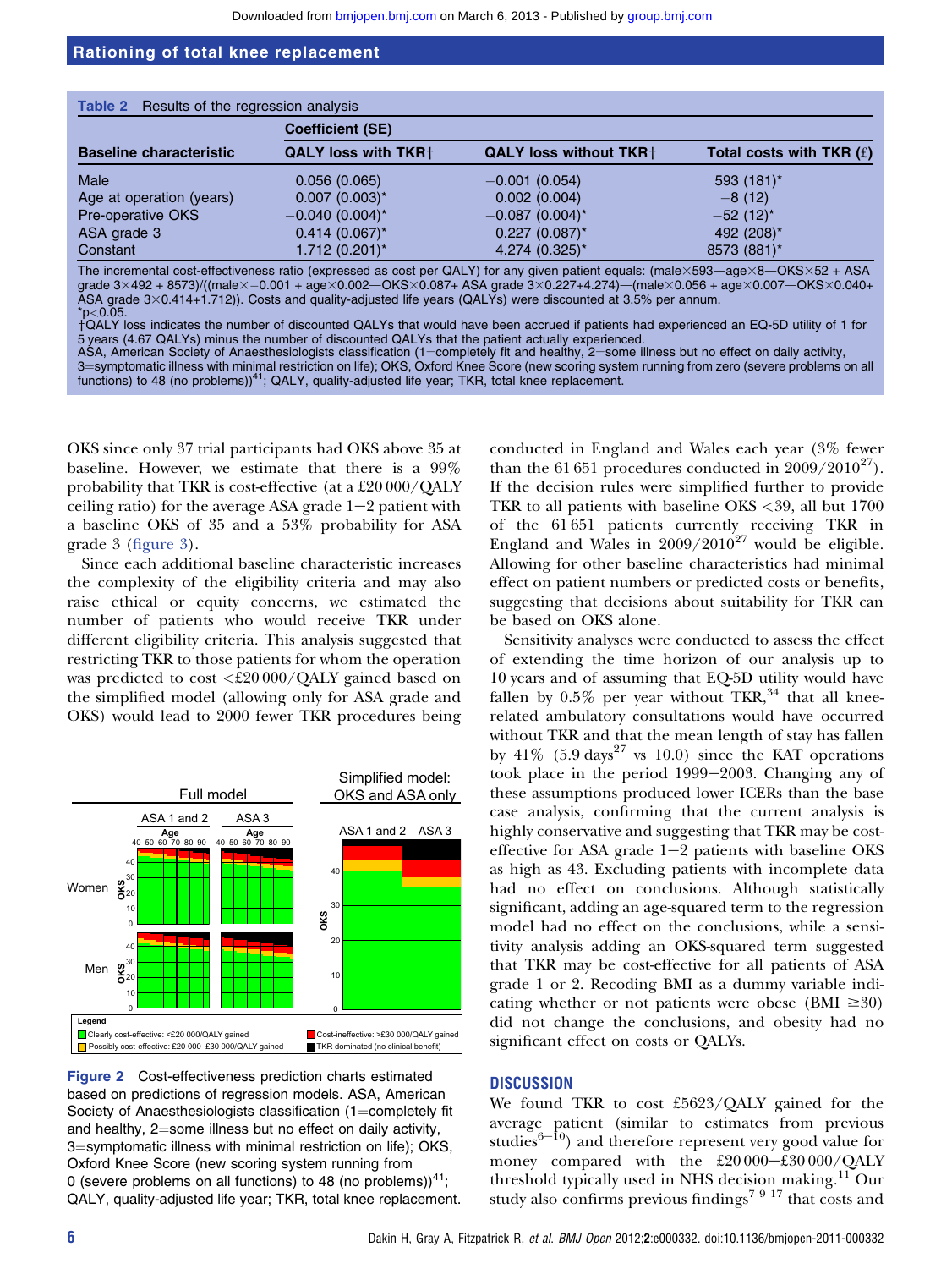**Table 2** Results of the regression analysis

| Baseline characteristic | Coefficient (SE) QALY loss with TKR† | QALY loss without TKR† | Total costs with TKR (£) |
|---|---|---|---|
| Male | 0.056 (0.065) | −0.001 (0.054) | 593 (181)* |
| Age at operation (years) | 0.007 (0.003)* | 0.002 (0.004) | −8 (12) |
| Pre-operative OKS | −0.040 (0.004)* | −0.087 (0.004)* | −52 (12)* |
| ASA grade 3 | 0.414 (0.067)* | 0.227 (0.087)* | 492 (208)* |
| Constant | 1.712 (0.201)* | 4.274 (0.325)* | 8573 (881)* |

The incremental cost-effectiveness ratio (expressed as cost per QALY) for any given patient equals: (male×593—age×8—OKS×52 + ASA grade 3×492 + 8573)/((male×−0.001 + age×0.002—OKS×0.087+ ASA grade 3×0.227+4.274)—(male×0.056 + age×0.007—OKS×0.040+ ASA grade 3×0.414+1.712)). Costs and quality-adjusted life years (QALYs) were discounted at 3.5% per annum.
*$p<0.05$.
†QALY loss indicates the number of discounted QALYs that would have been accrued if patients had experienced an EQ-5D utility of 1 for 5 years (4.67 QALYs) minus the number of discounted QALYs that the patient actually experienced.
ASA, American Society of Anaesthesiologists classification (1=completely fit and healthy, 2=some illness but no effect on daily activity, 3=symptomatic illness with minimal restriction on life); OKS, Oxford Knee Score (new scoring system running from zero (severe problems on all functions) to 48 (no problems))[41]; QALY, quality-adjusted life year; TKR, total knee replacement.

OKS since only 37 trial participants had OKS above 35 at baseline. However, we estimate that there is a 99% probability that TKR is cost-effective (at a £20 000/QALY ceiling ratio) for the average ASA grade 1−2 patient with a baseline OKS of 35 and a 53% probability for ASA grade 3 (figure 3).

Since each additional baseline characteristic increases the complexity of the eligibility criteria and may also raise ethical or equity concerns, we estimated the number of patients who would receive TKR under different eligibility criteria. This analysis suggested that restricting TKR to those patients for whom the operation was predicted to cost <£20 000/QALY gained based on the simplified model (allowing only for ASA grade and OKS) would lead to 2000 fewer TKR procedures being conducted in England and Wales each year (3% fewer than the 61 651 procedures conducted in 2009/2010[27]). If the decision rules were simplified further to provide TKR to all patients with baseline OKS <39, all but 1700 of the 61 651 patients currently receiving TKR in England and Wales in 2009/2010[27] would be eligible. Allowing for other baseline characteristics had minimal effect on patient numbers or predicted costs or benefits, suggesting that decisions about suitability for TKR can be based on OKS alone.

Sensitivity analyses were conducted to assess the effect of extending the time horizon of our analysis up to 10 years and of assuming that EQ-5D utility would have fallen by 0.5% per year without TKR,[34] that all knee-related ambulatory consultations would have occurred without TKR and that the mean length of stay has fallen by 41% (5.9 days[27] vs 10.0) since the KAT operations took place in the period 1999−2003. Changing any of these assumptions produced lower ICERs than the base case analysis, confirming that the current analysis is highly conservative and suggesting that TKR may be cost-effective for ASA grade 1−2 patients with baseline OKS as high as 43. Excluding patients with incomplete data had no effect on conclusions. Although statistically significant, adding an age-squared term to the regression model had no effect on the conclusions, while a sensitivity analysis adding an OKS-squared term suggested that TKR may be cost-effective for all patients of ASA grade 1 or 2. Recoding BMI as a dummy variable indicating whether or not patients were obese (BMI ≥30) did not change the conclusions, and obesity had no significant effect on costs or QALYs.

**Figure 2** Cost-effectiveness prediction charts estimated based on predictions of regression models. ASA, American Society of Anaesthesiologists classification (1=completely fit and healthy, 2=some illness but no effect on daily activity, 3=symptomatic illness with minimal restriction on life); OKS, Oxford Knee Score (new scoring system running from 0 (severe problems on all functions) to 48 (no problems))[41]; QALY, quality-adjusted life year; TKR, total knee replacement.

## DISCUSSION

We found TKR to cost £5623/QALY gained for the average patient (similar to estimates from previous studies[6–10]) and therefore represent very good value for money compared with the £20 000−£30 000/QALY threshold typically used in NHS decision making.[11] Our study also confirms previous findings[7 9 17] that costs and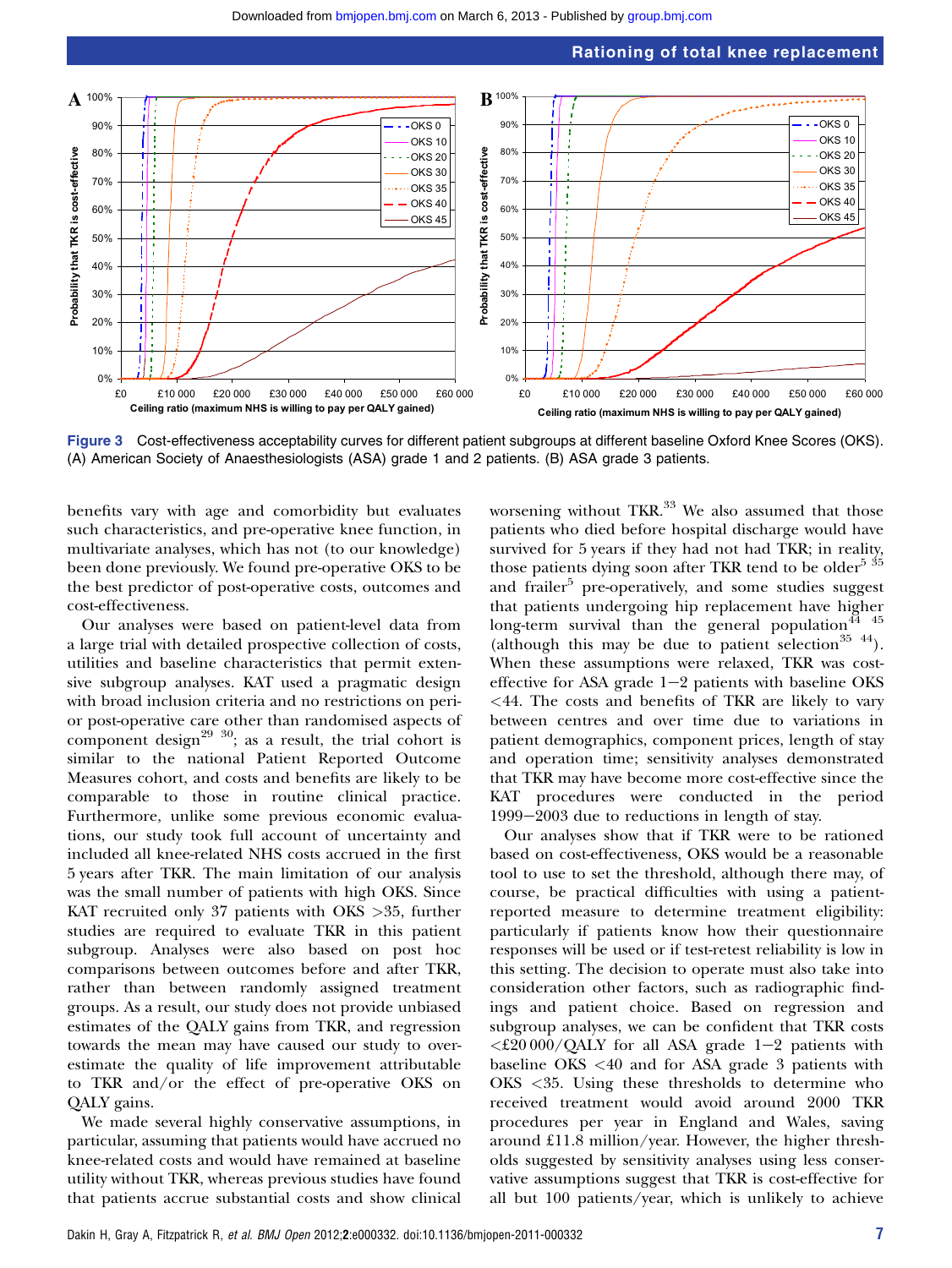**Figure 3** Cost-effectiveness acceptability curves for different patient subgroups at different baseline Oxford Knee Scores (OKS). (A) American Society of Anaesthesiologists (ASA) grade 1 and 2 patients. (B) ASA grade 3 patients.

benefits vary with age and comorbidity but evaluates such characteristics, and pre-operative knee function, in multivariate analyses, which has not (to our knowledge) been done previously. We found pre-operative OKS to be the best predictor of post-operative costs, outcomes and cost-effectiveness.

Our analyses were based on patient-level data from a large trial with detailed prospective collection of costs, utilities and baseline characteristics that permit extensive subgroup analyses. KAT used a pragmatic design with broad inclusion criteria and no restrictions on peri- or post-operative care other than randomised aspects of component design[29 30]; as a result, the trial cohort is similar to the national Patient Reported Outcome Measures cohort, and costs and benefits are likely to be comparable to those in routine clinical practice. Furthermore, unlike some previous economic evaluations, our study took full account of uncertainty and included all knee-related NHS costs accrued in the first 5 years after TKR. The main limitation of our analysis was the small number of patients with high OKS. Since KAT recruited only 37 patients with OKS >35, further studies are required to evaluate TKR in this patient subgroup. Analyses were also based on post hoc comparisons between outcomes before and after TKR, rather than between randomly assigned treatment groups. As a result, our study does not provide unbiased estimates of the QALY gains from TKR, and regression towards the mean may have caused our study to overestimate the quality of life improvement attributable to TKR and/or the effect of pre-operative OKS on QALY gains.

We made several highly conservative assumptions, in particular, assuming that patients would have accrued no knee-related costs and would have remained at baseline utility without TKR, whereas previous studies have found that patients accrue substantial costs and show clinical worsening without TKR.[33] We also assumed that those patients who died before hospital discharge would have survived for 5 years if they had not had TKR; in reality, those patients dying soon after TKR tend to be older[5 35] and frailer[5] pre-operatively, and some studies suggest that patients undergoing hip replacement have higher long-term survival than the general population[44 45] (although this may be due to patient selection[35 44]). When these assumptions were relaxed, TKR was cost-effective for ASA grade 1−2 patients with baseline OKS <44. The costs and benefits of TKR are likely to vary between centres and over time due to variations in patient demographics, component prices, length of stay and operation time; sensitivity analyses demonstrated that TKR may have become more cost-effective since the KAT procedures were conducted in the period 1999−2003 due to reductions in length of stay.

Our analyses show that if TKR were to be rationed based on cost-effectiveness, OKS would be a reasonable tool to use to set the threshold, although there may, of course, be practical difficulties with using a patient-reported measure to determine treatment eligibility: particularly if patients know how their questionnaire responses will be used or if test-retest reliability is low in this setting. The decision to operate must also take into consideration other factors, such as radiographic findings and patient choice. Based on regression and subgroup analyses, we can be confident that TKR costs <£20 000/QALY for all ASA grade 1−2 patients with baseline OKS <40 and for ASA grade 3 patients with OKS <35. Using these thresholds to determine who received treatment would avoid around 2000 TKR procedures per year in England and Wales, saving around £11.8 million/year. However, the higher thresholds suggested by sensitivity analyses using less conservative assumptions suggest that TKR is cost-effective for all but 100 patients/year, which is unlikely to achieve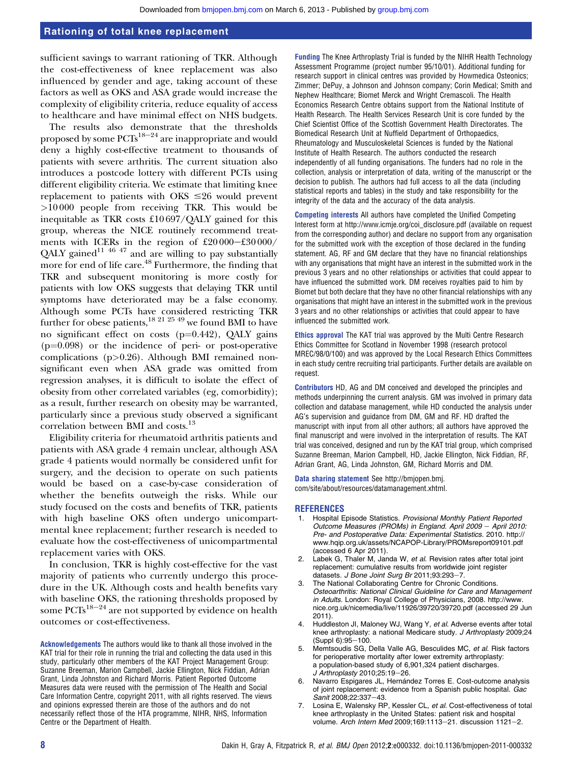sufficient savings to warrant rationing of TKR. Although the cost-effectiveness of knee replacement was also influenced by gender and age, taking account of these factors as well as OKS and ASA grade would increase the complexity of eligibility criteria, reduce equality of access to healthcare and have minimal effect on NHS budgets.

The results also demonstrate that the thresholds proposed by some PCTs[18–24] are inappropriate and would deny a highly cost-effective treatment to thousands of patients with severe arthritis. The current situation also introduces a postcode lottery with different PCTs using different eligibility criteria. We estimate that limiting knee replacement to patients with OKS $\leq$26 would prevent >10 000 people from receiving TKR. This would be inequitable as TKR costs £10 697/QALY gained for this group, whereas the NICE routinely recommend treatments with ICERs in the region of £20 000–£30 000/QALY gained[11 46 47] and are willing to pay substantially more for end of life care.[48] Furthermore, the finding that TKR and subsequent monitoring is more costly for patients with low OKS suggests that delaying TKR until symptoms have deteriorated may be a false economy. Although some PCTs have considered restricting TKR further for obese patients,[18 21 25 49] we found BMI to have no significant effect on costs ($p=0.442$), QALY gains ($p=0.098$) or the incidence of peri- or post-operative complications ($p>0.26$). Although BMI remained non-significant even when ASA grade was omitted from regression analyses, it is difficult to isolate the effect of obesity from other correlated variables (eg, comorbidity); as a result, further research on obesity may be warranted, particularly since a previous study observed a significant correlation between BMI and costs.[13]

Eligibility criteria for rheumatoid arthritis patients and patients with ASA grade 4 remain unclear, although ASA grade 4 patients would normally be considered unfit for surgery, and the decision to operate on such patients would be based on a case-by-case consideration of whether the benefits outweigh the risks. While our study focused on the costs and benefits of TKR, patients with high baseline OKS often undergo unicompartmental knee replacement; further research is needed to evaluate how the cost-effectiveness of unicompartmental replacement varies with OKS.

In conclusion, TKR is highly cost-effective for the vast majority of patients who currently undergo this procedure in the UK. Although costs and health benefits vary with baseline OKS, the rationing thresholds proposed by some PCTs[18–24] are not supported by evidence on health outcomes or cost-effectiveness.

**Acknowledgements** The authors would like to thank all those involved in the KAT trial for their role in running the trial and collecting the data used in this study, particularly other members of the KAT Project Management Group: Suzanne Breeman, Marion Campbell, Jackie Ellington, Nick Fiddian, Adrian Grant, Linda Johnston and Richard Morris. Patient Reported Outcome Measures data were reused with the permission of The Health and Social Care Information Centre, copyright 2011, with all rights reserved. The views and opinions expressed therein are those of the authors and do not necessarily reflect those of the HTA programme, NIHR, NHS, Information Centre or the Department of Health.

**Funding** The Knee Arthroplasty Trial is funded by the NIHR Health Technology Assessment Programme (project number 95/10/01). Additional funding for research support in clinical centres was provided by Howmedica Osteonics; Zimmer; DePuy, a Johnson and Johnson company; Corin Medical; Smith and Nephew Healthcare; Biomet Merck and Wright Cremascoli. The Health Economics Research Centre obtains support from the National Institute of Health Research. The Health Services Research Unit is core funded by the Chief Scientist Office of the Scottish Government Health Directorates. The Biomedical Research Unit at Nuffield Department of Orthopaedics, Rheumatology and Musculoskeletal Sciences is funded by the National Institute of Health Research. The authors conducted the research independently of all funding organisations. The funders had no role in the collection, analysis or interpretation of data, writing of the manuscript or the decision to publish. The authors had full access to all the data (including statistical reports and tables) in the study and take responsibility for the integrity of the data and the accuracy of the data analysis.

**Competing interests** All authors have completed the Unified Competing Interest form at http://www.icmje.org/coi_disclosure.pdf (available on request from the corresponding author) and declare no support from any organisation for the submitted work with the exception of those declared in the funding statement. AG, RF and GM declare that they have no financial relationships with any organisations that might have an interest in the submitted work in the previous 3 years and no other relationships or activities that could appear to have influenced the submitted work. DM receives royalties paid to him by Biomet but both declare that they have no other financial relationships with any organisations that might have an interest in the submitted work in the previous 3 years and no other relationships or activities that could appear to have influenced the submitted work.

**Ethics approval** The KAT trial was approved by the Multi Centre Research Ethics Committee for Scotland in November 1998 (research protocol MREC/98/0/100) and was approved by the Local Research Ethics Committees in each study centre recruiting trial participants. Further details are available on request.

**Contributors** HD, AG and DM conceived and developed the principles and methods underpinning the current analysis. GM was involved in primary data collection and database management, while HD conducted the analysis under AG's supervision and guidance from DM, GM and RF. HD drafted the manuscript with input from all other authors; all authors have approved the final manuscript and were involved in the interpretation of results. The KAT trial was conceived, designed and run by the KAT trial group, which comprised Suzanne Breeman, Marion Campbell, HD, Jackie Ellington, Nick Fiddian, RF, Adrian Grant, AG, Linda Johnston, GM, Richard Morris and DM.

**Data sharing statement** See http://bmjopen.bmj.com/site/about/resources/datamanagement.xhtml.

## REFERENCES

1. Hospital Episode Statistics. *Provisional Monthly Patient Reported Outcome Measures (PROMs) in England. April 2009 – April 2010: Pre- and Postoperative Data: Experimental Statistics.* 2010. http://www.hqip.org.uk/assets/NCAPOP-Library/PROMsreport09101.pdf (accessed 6 Apr 2011).
2. Labek G, Thaler M, Janda W, *et al.* Revision rates after total joint replacement: cumulative results from worldwide joint register datasets. *J Bone Joint Surg Br* 2011;93:293–7.
3. The National Collaborating Centre for Chronic Conditions. *Osteoarthritis: National Clinical Guideline for Care and Management in Adults.* London: Royal College of Physicians, 2008. http://www.nice.org.uk/nicemedia/live/11926/39720/39720.pdf (accessed 29 Jun 2011).
4. Huddleston JI, Maloney WJ, Wang Y, *et al.* Adverse events after total knee arthroplasty: a national Medicare study. *J Arthroplasty* 2009;24 (Suppl 6):95–100.
5. Memtsoudis SG, Della Valle AG, Besculides MC, *et al.* Risk factors for perioperative mortality after lower extremity arthroplasty: a population-based study of 6,901,324 patient discharges. *J Arthroplasty* 2010;25:19–26.
6. Navarro Espigares JL, Hernández Torres E. Cost-outcome analysis of joint replacement: evidence from a Spanish public hospital. *Gac Sanit* 2008;22:337–43.
7. Losina E, Walensky RP, Kessler CL, *et al.* Cost-effectiveness of total knee arthroplasty in the United States: patient risk and hospital volume. *Arch Intern Med* 2009;169:1113–21. discussion 1121–2.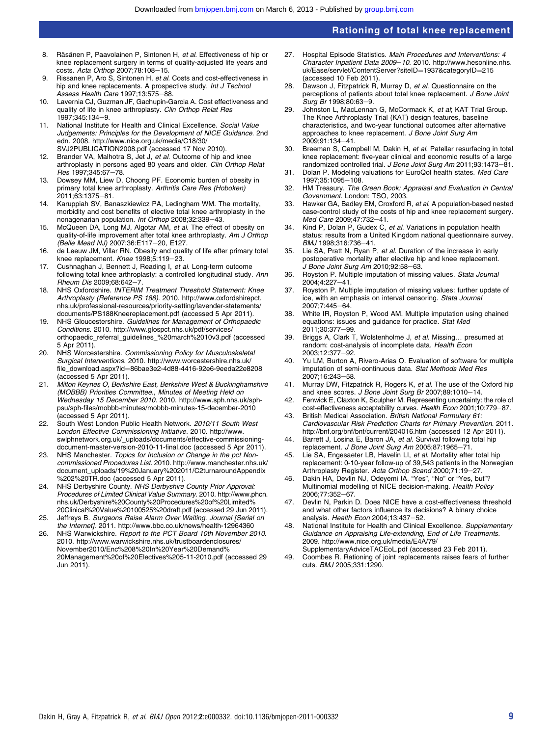8. Räsänen P, Paavolainen P, Sintonen H, *et al*. Effectiveness of hip or knee replacement surgery in terms of quality-adjusted life years and costs. *Acta Orthop* 2007;78:108−15.
9. Rissanen P, Aro S, Sintonen H, *et al*. Costs and cost-effectiveness in hip and knee replacements. A prospective study. *Int J Technol Assess Health Care* 1997;13:575−88.
10. Lavernia CJ, Guzman JF, Gachupin-Garcia A. Cost effectiveness and quality of life in knee arthroplasty. *Clin Orthop Relat Res* 1997;345:134−9.
11. National Institute for Health and Clinical Excellence. *Social Value Judgements: Principles for the Development of NICE Guidance*. 2nd edn. 2008. http://www.nice.org.uk/media/C18/30/SVJ2PUBLICATION2008.pdf (accessed 17 Nov 2010).
12. Brander VA, Malhotra S, Jet J, *et al*. Outcome of hip and knee arthroplasty in persons aged 80 years and older. *Clin Orthop Relat Res* 1997;345:67−78.
13. Dowsey MM, Liew D, Choong PF. Economic burden of obesity in primary total knee arthroplasty. *Arthritis Care Res (Hoboken)* 2011;63:1375−81.
14. Karuppiah SV, Banaszkiewicz PA, Ledingham WM. The mortality, morbidity and cost benefits of elective total knee arthroplasty in the nonagenarian population. *Int Orthop* 2008;32:339−43.
15. McQueen DA, Long MJ, Algotar AM, *et al*. The effect of obesity on quality-of-life improvement after total knee arthroplasty. *Am J Orthop (Belle Mead NJ)* 2007;36:E117−20, E127.
16. de Leeuw JM, Villar RN. Obesity and quality of life after primary total knee replacement. *Knee* 1998;5:119−23.
17. Cushnaghan J, Bennett J, Reading I, *et al*. Long-term outcome following total knee arthroplasty: a controlled longitudinal study. *Ann Rheum Dis* 2009;68:642−7.
18. NHS Oxfordshire. *INTERIM Treatment Threshold Statement: Knee Arthroplasty (Reference PS 188)*. 2010. http://www.oxfordshirepct.nhs.uk/professional-resources/priority-setting/lavender-statements/documents/PS188Kneereplacement.pdf (accessed 5 Apr 2011).
19. NHS Gloucestershire. *Guidelines for Management of Orthopaedic Conditions*. 2010. http://www.glospct.nhs.uk/pdf/services/orthopaedic_referral_guidelines_%20march%2010v3.pdf (accessed 5 Apr 2011).
20. NHS Worcestershire. *Commissioning Policy for Musculoskeletal Surgical Interventions*. 2010. http://www.worcestershire.nhs.uk/file_download.aspx?id=86bae3e2-4d88-4416-92e6-9eeda22e8208 (accessed 5 Apr 2011).
21. *Milton Keynes O, Berkshire East, Berkshire West & Buckinghamshire (MOBBB) Priorities Committee., Minutes of Meeting Held on Wednesday 15 December 2010*. 2010. http://www.sph.nhs.uk/sph-psu/sph-files/mobbb-minutes/mobbb-minutes-15-december-2010 (accessed 5 Apr 2011).
22. South West London Public Health Network. *2010/11 South West London Effective Commissioning Initiative*. 2010. http://www.swlphnetwork.org.uk/_uploads/documents/effective-commissioning-document-master-version-2010-11-final.doc (accessed 5 Apr 2011).
23. NHS Manchester. *Topics for Inclusion or Change in the pct Non-commissioned Procedures List*. 2010. http://www.manchester.nhs.uk/document_uploads/19%20January%202011/C2turnaroundAppendix%202%20TR.doc (accessed 5 Apr 2011).
24. NHS Derbyshire County. *NHS Derbyshire County Prior Approval: Procedures of Limited Clinical Value Summary*. 2010. http://www.phcn.nhs.uk/Derbyshire%20County%20Procedures%20of%20Limited%20Clinical%20Value%20100525%20draft.pdf (accessed 29 Jun 2011).
25. Jeffreys B. *Surgeons Raise Alarm Over Waiting. Journal [Serial on the Internet]*. 2011. http://www.bbc.co.uk/news/health-12964360
26. NHS Warwickshire. *Report to the PCT Board 10th November 2010*. 2010. http://www.warwickshire.nhs.uk/trustboardenclosures/November2010/Enc%208%20In%20Year%20Demand%20Management%20of%20Electives%205-11-2010.pdf (accessed 29 Jun 2011).
27. Hospital Episode Statistics. *Main Procedures and Interventions: 4 Character Inpatient Data 2009−10*. 2010. http://www.hesonline.nhs.uk/Ease/servlet/ContentServer?siteID=1937&categoryID=215 (accessed 10 Feb 2011).
28. Dawson J, Fitzpatrick R, Murray D, *et al*. Questionnaire on the perceptions of patients about total knee replacement. *J Bone Joint Surg Br* 1998;80:63−9.
29. Johnston L, MacLennan G, McCormack K, *et al*; KAT Trial Group. The Knee Arthroplasty Trial (KAT) design features, baseline characteristics, and two-year functional outcomes after alternative approaches to knee replacement. *J Bone Joint Surg Am* 2009;91:134−41.
30. Breeman S, Campbell M, Dakin H, *et al*. Patellar resurfacing in total knee replacement: five-year clinical and economic results of a large randomized controlled trial. *J Bone Joint Surg Am* 2011;93:1473−81.
31. Dolan P. Modeling valuations for EuroQol health states. *Med Care* 1997;35:1095−108.
32. HM Treasury. *The Green Book: Appraisal and Evaluation in Central Government*. London: TSO, 2003.
33. Hawker GA, Badley EM, Croxford R, *et al*. A population-based nested case-control study of the costs of hip and knee replacement surgery. *Med Care* 2009;47:732−41.
34. Kind P, Dolan P, Gudex C, *et al*. Variations in population health status: results from a United Kingdom national questionnaire survey. *BMJ* 1998;316:736−41.
35. Lie SA, Pratt N, Ryan P, *et al*. Duration of the increase in early postoperative mortality after elective hip and knee replacement. *J Bone Joint Surg Am* 2010;92:58−63.
36. Royston P. Multiple imputation of missing values. *Stata Journal* 2004;4:227−41.
37. Royston P. Multiple imputation of missing values: further update of ice, with an emphasis on interval censoring. *Stata Journal* 2007;7:445−64.
38. White IR, Royston P, Wood AM. Multiple imputation using chained equations: issues and guidance for practice. *Stat Med* 2011;30:377−99.
39. Briggs A, Clark T, Wolstenholme J, *et al*. Missing… presumed at random: cost-analysis of incomplete data. *Health Econ* 2003;12:377−92.
40. Yu LM, Burton A, Rivero-Arias O. Evaluation of software for multiple imputation of semi-continuous data. *Stat Methods Med Res* 2007;16:243−58.
41. Murray DW, Fitzpatrick R, Rogers K, *et al*. The use of the Oxford hip and knee scores. *J Bone Joint Surg Br* 2007;89:1010−14.
42. Fenwick E, Claxton K, Sculpher M. Representing uncertainty: the role of cost-effectiveness acceptability curves. *Health Econ* 2001;10:779−87.
43. British Medical Association. *British National Formulary 61: Cardiovascular Risk Prediction Charts for Primary Prevention*. 2011. http://bnf.org/bnf/bnf/current/204016.htm (accessed 12 Apr 2011).
44. Barrett J, Losina E, Baron JA, *et al*. Survival following total hip replacement. *J Bone Joint Surg Am* 2005;87:1965−71.
45. Lie SA, Engesaeter LB, Havelin LI, *et al*. Mortality after total hip replacement: 0-10-year follow-up of 39,543 patients in the Norwegian Arthroplasty Register. *Acta Orthop Scand* 2000;71:19−27.
46. Dakin HA, Devlin NJ, Odeyemi IA. "Yes", "No" or "Yes, but"? Multinomial modelling of NICE decision-making. *Health Policy* 2006;77:352−67.
47. Devlin N, Parkin D. Does NICE have a cost-effectiveness threshold and what other factors influence its decisions? A binary choice analysis. *Health Econ* 2004;13:437−52.
48. National Institute for Health and Clinical Excellence. *Supplementary Guidance on Appraising Life-extending, End of Life Treatments*. 2009. http://www.nice.org.uk/media/E4A/79/SupplementaryAdviceTACEoL.pdf (accessed 23 Feb 2011).
49. Coombes R. Rationing of joint replacements raises fears of further cuts. *BMJ* 2005;331:1290.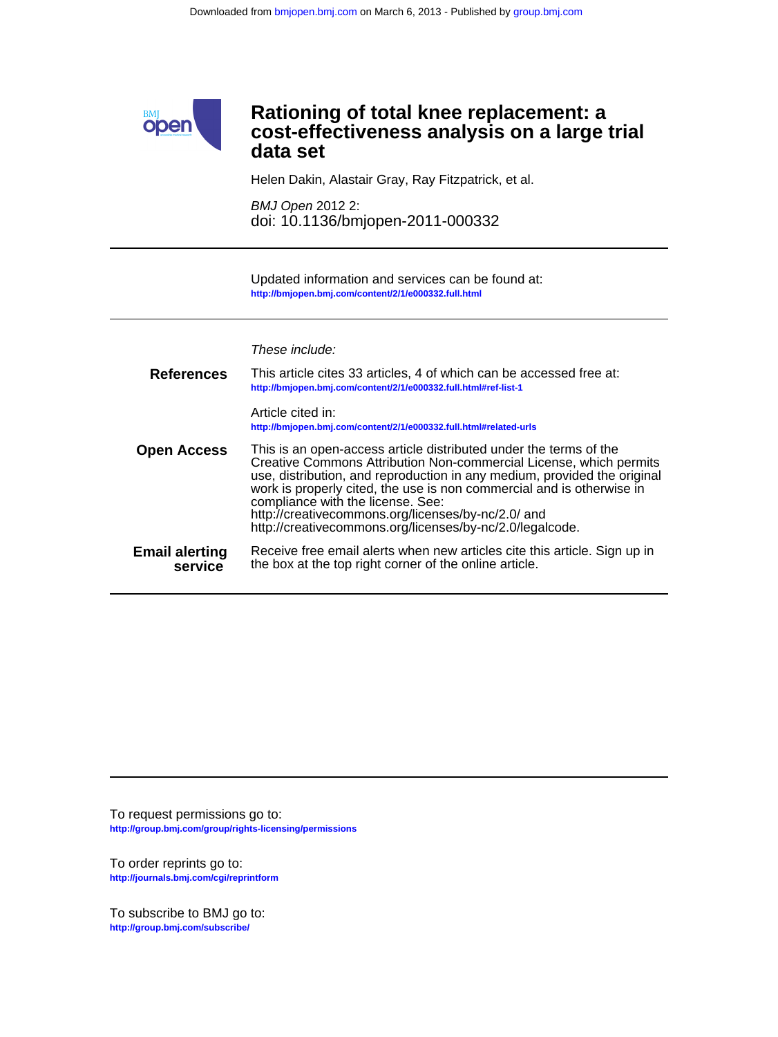# Rationing of total knee replacement: a cost-effectiveness analysis on a large trial data set

Helen Dakin, Alastair Gray, Ray Fitzpatrick, et al.

*BMJ Open* 2012 2:
doi: 10.1136/bmjopen-2011-000332

Updated information and services can be found at:
http://bmjopen.bmj.com/content/2/1/e000332.full.html

*These include:*

**References**

This article cites 33 articles, 4 of which can be accessed free at:
http://bmjopen.bmj.com/content/2/1/e000332.full.html#ref-list-1

Article cited in:
http://bmjopen.bmj.com/content/2/1/e000332.full.html#related-urls

**Open Access**

This is an open-access article distributed under the terms of the Creative Commons Attribution Non-commercial License, which permits use, distribution, and reproduction in any medium, provided the original work is properly cited, the use is non commercial and is otherwise in compliance with the license. See:
http://creativecommons.org/licenses/by-nc/2.0/ and
http://creativecommons.org/licenses/by-nc/2.0/legalcode.

**Email alerting service**

Receive free email alerts when new articles cite this article. Sign up in the box at the top right corner of the online article.

To request permissions go to:
http://group.bmj.com/group/rights-licensing/permissions

To order reprints go to:
http://journals.bmj.com/cgi/reprintform

To subscribe to BMJ go to:
http://group.bmj.com/subscribe/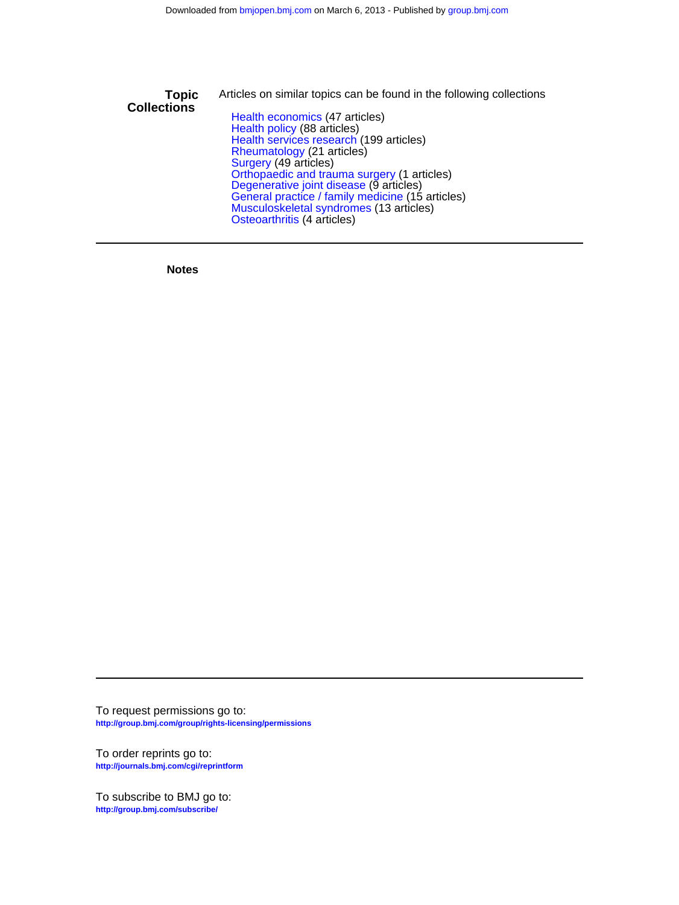**Topic Collections**

Articles on similar topics can be found in the following collections

- Health economics (47 articles)
- Health policy (88 articles)
- Health services research (199 articles)
- Rheumatology (21 articles)
- Surgery (49 articles)
- Orthopaedic and trauma surgery (1 articles)
- Degenerative joint disease (9 articles)
- General practice / family medicine (15 articles)
- Musculoskeletal syndromes (13 articles)
- Osteoarthritis (4 articles)

---

**Notes**

---

To request permissions go to:
**http://group.bmj.com/group/rights-licensing/permissions**

To order reprints go to:
**http://journals.bmj.com/cgi/reprintform**

To subscribe to BMJ go to:
**http://group.bmj.com/subscribe/**